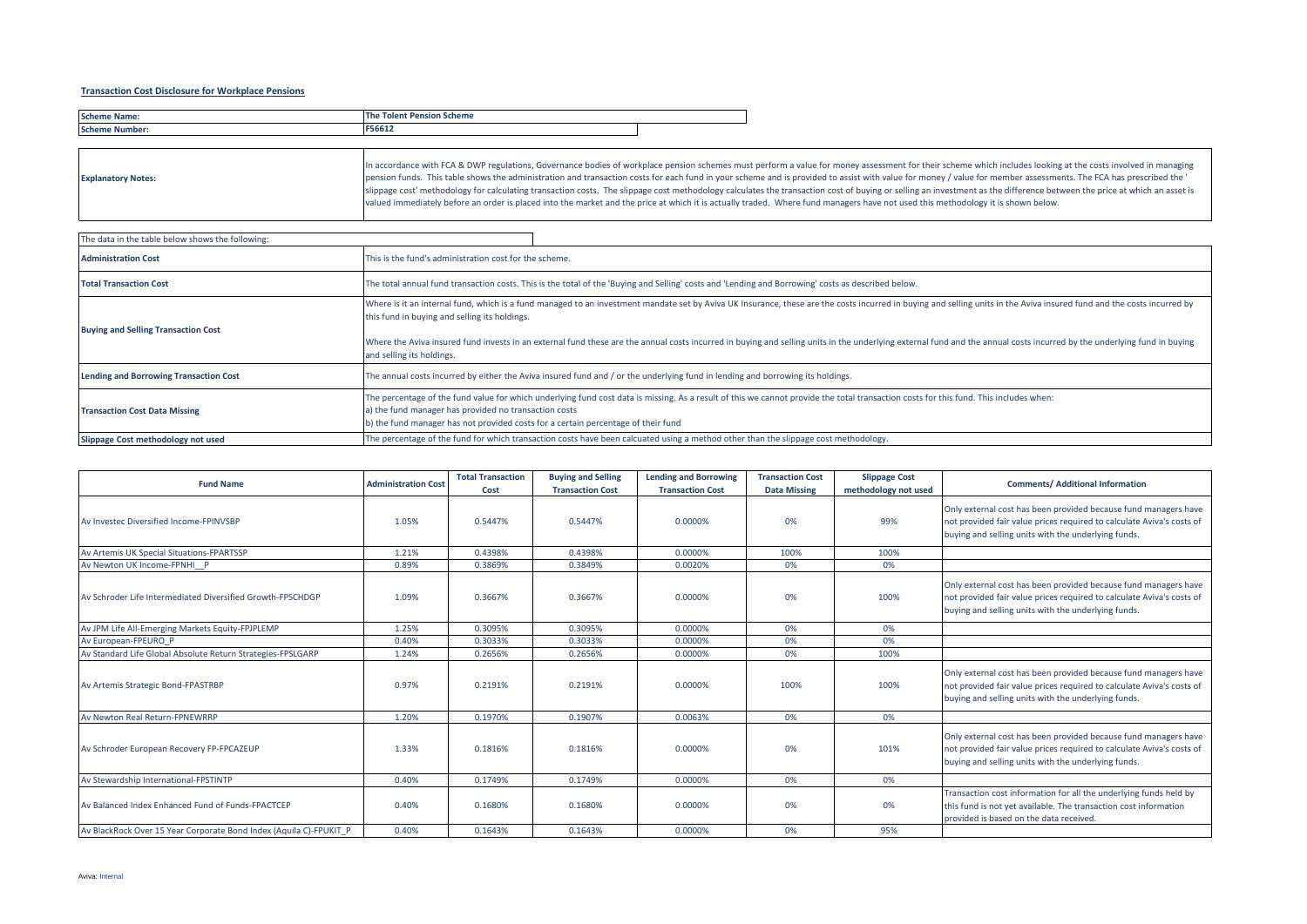**Transaction Cost Disclosure for Workplace Pensions**

| | |
|---|---|
| **Scheme Name:** | **The Tolent Pension Scheme** |
| **Scheme Number:** | **F56612** |

| | |
|---|---|
| **Explanatory Notes:** | In accordance with FCA & DWP regulations, Governance bodies of workplace pension schemes must perform a value for money assessment for their scheme which includes looking at the costs involved in managing pension funds. This table shows the administration and transaction costs for each fund in your scheme and is provided to assist with value for money / value for member assessments. The FCA has prescribed the ' slippage cost' methodology for calculating transaction costs. The slippage cost methodology calculates the transaction cost of buying or selling an investment as the difference between the price at which an asset is valued immediately before an order is placed into the market and the price at which it is actually traded. Where fund managers have not used this methodology it is shown below. |

| The data in the table below shows the following: | |
|---|---|
| **Administration Cost** | This is the fund's administration cost for the scheme. |
| **Total Transaction Cost** | The total annual fund transaction costs. This is the total of the 'Buying and Selling' costs and 'Lending and Borrowing' costs as described below. |
| **Buying and Selling Transaction Cost** | Where is it an internal fund, which is a fund managed to an investment mandate set by Aviva UK Insurance, these are the costs incurred in buying and selling units in the Aviva insured fund and the costs incurred by this fund in buying and selling its holdings.<br><br>Where the Aviva insured fund invests in an external fund these are the annual costs incurred in buying and selling units in the underlying external fund and the annual costs incurred by the underlying fund in buying and selling its holdings. |
| **Lending and Borrowing Transaction Cost** | The annual costs incurred by either the Aviva insured fund and / or the underlying fund in lending and borrowing its holdings. |
| **Transaction Cost Data Missing** | The percentage of the fund value for which underlying fund cost data is missing. As a result of this we cannot provide the total transaction costs for this fund. This includes when:<br>a) the fund manager has provided no transaction costs<br>b) the fund manager has not provided costs for a certain percentage of their fund |
| **Slippage Cost methodology not used** | The percentage of the fund for which transaction costs have been calcuated using a method other than the slippage cost methodology. |

| Fund Name | Administration Cost | Total Transaction Cost | Buying and Selling Transaction Cost | Lending and Borrowing Transaction Cost | Transaction Cost Data Missing | Slippage Cost methodology not used | Comments/ Additional Information |
|---|---|---|---|---|---|---|---|
| Av Investec Diversified Income-FPINVSBP | 1.05% | 0.5447% | 0.5447% | 0.0000% | 0% | 99% | Only external cost has been provided because fund managers have not provided fair value prices required to calculate Aviva's costs of buying and selling units with the underlying funds. |
| Av Artemis UK Special Situations-FPARTSSP | 1.21% | 0.4398% | 0.4398% | 0.0000% | 100% | 100% | |
| Av Newton UK Income-FPNHI__P | 0.89% | 0.3869% | 0.3849% | 0.0020% | 0% | 0% | |
| Av Schroder Life Intermediated Diversified Growth-FPSCHDGP | 1.09% | 0.3667% | 0.3667% | 0.0000% | 0% | 100% | Only external cost has been provided because fund managers have not provided fair value prices required to calculate Aviva's costs of buying and selling units with the underlying funds. |
| Av JPM Life All-Emerging Markets Equity-FPJPLEMP | 1.25% | 0.3095% | 0.3095% | 0.0000% | 0% | 0% | |
| Av European-FPEURO_P | 0.40% | 0.3033% | 0.3033% | 0.0000% | 0% | 0% | |
| Av Standard Life Global Absolute Return Strategies-FPSLGARP | 1.24% | 0.2656% | 0.2656% | 0.0000% | 0% | 100% | |
| Av Artemis Strategic Bond-FPASTRBP | 0.97% | 0.2191% | 0.2191% | 0.0000% | 100% | 100% | Only external cost has been provided because fund managers have not provided fair value prices required to calculate Aviva's costs of buying and selling units with the underlying funds. |
| Av Newton Real Return-FPNEWRRP | 1.20% | 0.1970% | 0.1907% | 0.0063% | 0% | 0% | |
| Av Schroder European Recovery FP-FPCAZEUP | 1.33% | 0.1816% | 0.1816% | 0.0000% | 0% | 101% | Only external cost has been provided because fund managers have not provided fair value prices required to calculate Aviva's costs of buying and selling units with the underlying funds. |
| Av Stewardship International-FPSTINTP | 0.40% | 0.1749% | 0.1749% | 0.0000% | 0% | 0% | |
| Av Balanced Index Enhanced Fund of Funds-FPACTCEP | 0.40% | 0.1680% | 0.1680% | 0.0000% | 0% | 0% | Transaction cost information for all the underlying funds held by this fund is not yet available. The transaction cost information provided is based on the data received. |
| Av BlackRock Over 15 Year Corporate Bond Index (Aquila C)-FPUKIT_P | 0.40% | 0.1643% | 0.1643% | 0.0000% | 0% | 95% | |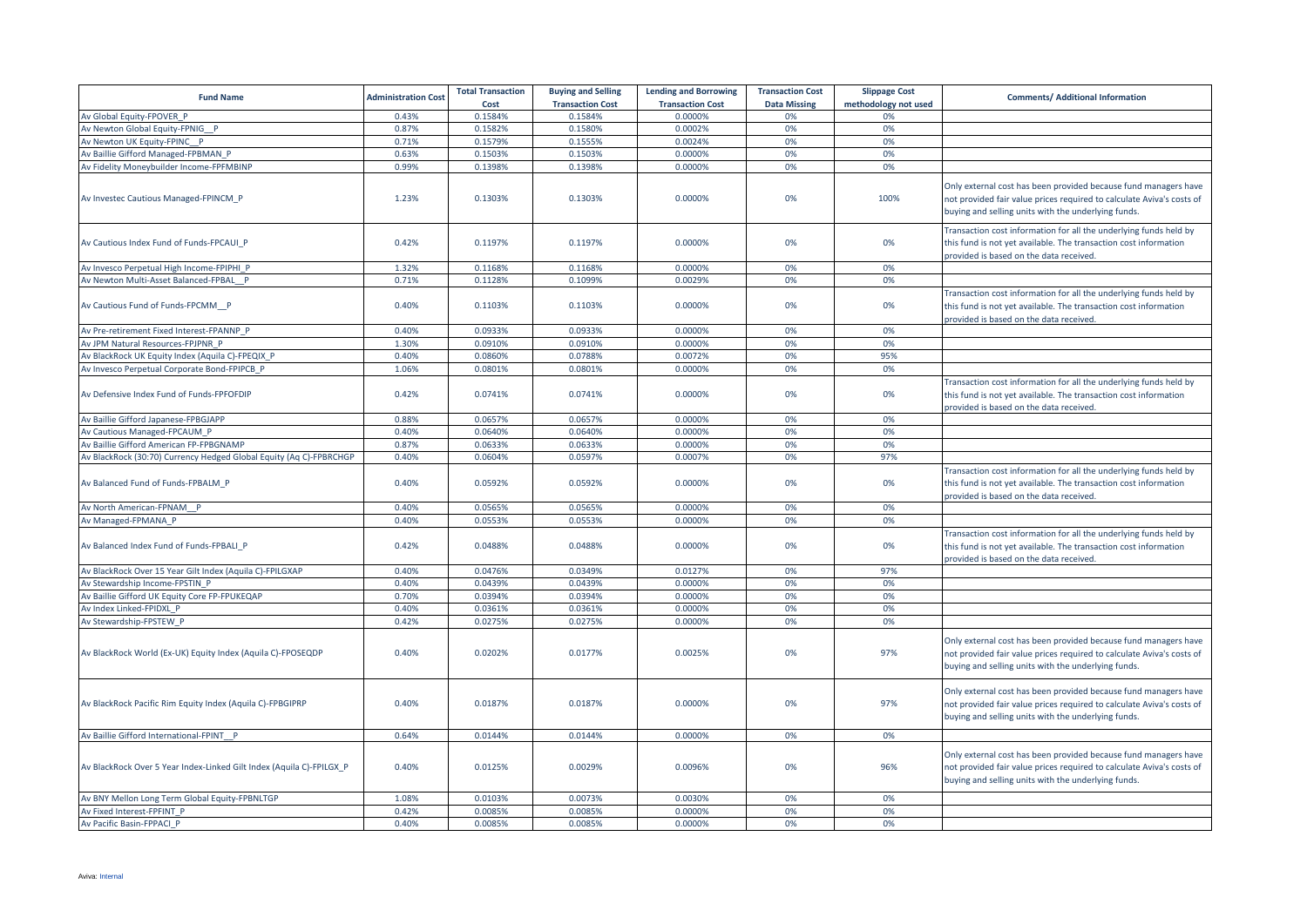| Fund Name | Administration Cost | Total Transaction Cost | Buying and Selling Transaction Cost | Lending and Borrowing Transaction Cost | Transaction Cost Data Missing | Slippage Cost methodology not used | Comments/ Additional Information |
|---|---|---|---|---|---|---|---|
| Av Global Equity-FPOVER_P | 0.43% | 0.1584% | 0.1584% | 0.0000% | 0% | 0% | |
| Av Newton Global Equity-FPNIG__P | 0.87% | 0.1582% | 0.1580% | 0.0002% | 0% | 0% | |
| Av Newton UK Equity-FPINC__P | 0.71% | 0.1579% | 0.1555% | 0.0024% | 0% | 0% | |
| Av Baillie Gifford Managed-FPBMAN_P | 0.63% | 0.1503% | 0.1503% | 0.0000% | 0% | 0% | |
| Av Fidelity Moneybuilder Income-FPFMBINP | 0.99% | 0.1398% | 0.1398% | 0.0000% | 0% | 0% | |
| Av Investec Cautious Managed-FPINCM_P | 1.23% | 0.1303% | 0.1303% | 0.0000% | 0% | 100% | Only external cost has been provided because fund managers have not provided fair value prices required to calculate Aviva's costs of buying and selling units with the underlying funds. |
| Av Cautious Index Fund of Funds-FPCAUI_P | 0.42% | 0.1197% | 0.1197% | 0.0000% | 0% | 0% | Transaction cost information for all the underlying funds held by this fund is not yet available. The transaction cost information provided is based on the data received. |
| Av Invesco Perpetual High Income-FPIPHI_P | 1.32% | 0.1168% | 0.1168% | 0.0000% | 0% | 0% | |
| Av Newton Multi-Asset Balanced-FPBAL__P | 0.71% | 0.1128% | 0.1099% | 0.0029% | 0% | 0% | |
| Av Cautious Fund of Funds-FPCMM__P | 0.40% | 0.1103% | 0.1103% | 0.0000% | 0% | 0% | Transaction cost information for all the underlying funds held by this fund is not yet available. The transaction cost information provided is based on the data received. |
| Av Pre-retirement Fixed Interest-FPANNP_P | 0.40% | 0.0933% | 0.0933% | 0.0000% | 0% | 0% | |
| Av JPM Natural Resources-FPJPNR_P | 1.30% | 0.0910% | 0.0910% | 0.0000% | 0% | 0% | |
| Av BlackRock UK Equity Index (Aquila C)-FPEQIX_P | 0.40% | 0.0860% | 0.0788% | 0.0072% | 0% | 95% | |
| Av Invesco Perpetual Corporate Bond-FPIPCB_P | 1.06% | 0.0801% | 0.0801% | 0.0000% | 0% | 0% | |
| Av Defensive Index Fund of Funds-FPFOFDIP | 0.42% | 0.0741% | 0.0741% | 0.0000% | 0% | 0% | Transaction cost information for all the underlying funds held by this fund is not yet available. The transaction cost information provided is based on the data received. |
| Av Baillie Gifford Japanese-FPBGJAPP | 0.88% | 0.0657% | 0.0657% | 0.0000% | 0% | 0% | |
| Av Cautious Managed-FPCAUM_P | 0.40% | 0.0640% | 0.0640% | 0.0000% | 0% | 0% | |
| Av Baillie Gifford American FP-FPBGNAMP | 0.87% | 0.0633% | 0.0633% | 0.0000% | 0% | 0% | |
| Av BlackRock (30:70) Currency Hedged Global Equity (Aq C)-FPBRCHGP | 0.40% | 0.0604% | 0.0597% | 0.0007% | 0% | 97% | |
| Av Balanced Fund of Funds-FPBALM_P | 0.40% | 0.0592% | 0.0592% | 0.0000% | 0% | 0% | Transaction cost information for all the underlying funds held by this fund is not yet available. The transaction cost information provided is based on the data received. |
| Av North American-FPNAM__P | 0.40% | 0.0565% | 0.0565% | 0.0000% | 0% | 0% | |
| Av Managed-FPMANA_P | 0.40% | 0.0553% | 0.0553% | 0.0000% | 0% | 0% | |
| Av Balanced Index Fund of Funds-FPBALI_P | 0.42% | 0.0488% | 0.0488% | 0.0000% | 0% | 0% | Transaction cost information for all the underlying funds held by this fund is not yet available. The transaction cost information provided is based on the data received. |
| Av BlackRock Over 15 Year Gilt Index (Aquila C)-FPILGXAP | 0.40% | 0.0476% | 0.0349% | 0.0127% | 0% | 97% | |
| Av Stewardship Income-FPSTIN_P | 0.40% | 0.0439% | 0.0439% | 0.0000% | 0% | 0% | |
| Av Baillie Gifford UK Equity Core FP-FPUKEQAP | 0.70% | 0.0394% | 0.0394% | 0.0000% | 0% | 0% | |
| Av Index Linked-FPIDXL_P | 0.40% | 0.0361% | 0.0361% | 0.0000% | 0% | 0% | |
| Av Stewardship-FPSTEW_P | 0.42% | 0.0275% | 0.0275% | 0.0000% | 0% | 0% | |
| Av BlackRock World (Ex-UK) Equity Index (Aquila C)-FPOSEQDP | 0.40% | 0.0202% | 0.0177% | 0.0025% | 0% | 97% | Only external cost has been provided because fund managers have not provided fair value prices required to calculate Aviva's costs of buying and selling units with the underlying funds. |
| Av BlackRock Pacific Rim Equity Index (Aquila C)-FPBGIPRP | 0.40% | 0.0187% | 0.0187% | 0.0000% | 0% | 97% | Only external cost has been provided because fund managers have not provided fair value prices required to calculate Aviva's costs of buying and selling units with the underlying funds. |
| Av Baillie Gifford International-FPINT__P | 0.64% | 0.0144% | 0.0144% | 0.0000% | 0% | 0% | |
| Av BlackRock Over 5 Year Index-Linked Gilt Index (Aquila C)-FPILGX_P | 0.40% | 0.0125% | 0.0029% | 0.0096% | 0% | 96% | Only external cost has been provided because fund managers have not provided fair value prices required to calculate Aviva's costs of buying and selling units with the underlying funds. |
| Av BNY Mellon Long Term Global Equity-FPBNLTGP | 1.08% | 0.0103% | 0.0073% | 0.0030% | 0% | 0% | |
| Av Fixed Interest-FPFINT_P | 0.42% | 0.0085% | 0.0085% | 0.0000% | 0% | 0% | |
| Av Pacific Basin-FPPACI_P | 0.40% | 0.0085% | 0.0085% | 0.0000% | 0% | 0% | |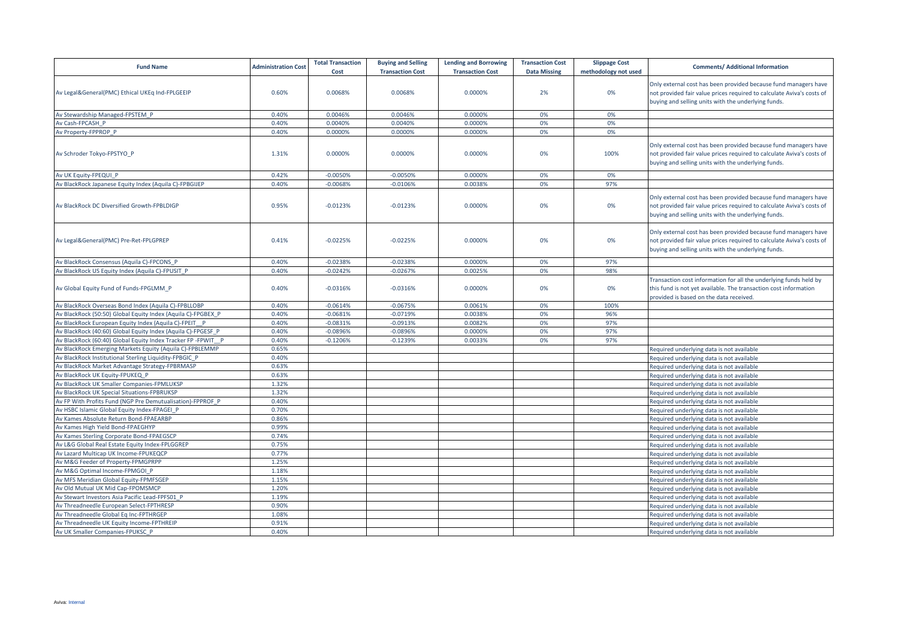| Fund Name | Administration Cost | Total Transaction Cost | Buying and Selling Transaction Cost | Lending and Borrowing Transaction Cost | Transaction Cost Data Missing | Slippage Cost methodology not used | Comments/ Additional Information |
|---|---|---|---|---|---|---|---|
| Av Legal&General(PMC) Ethical UKEq Ind-FPLGEEIP | 0.60% | 0.0068% | 0.0068% | 0.0000% | 2% | 0% | Only external cost has been provided because fund managers have not provided fair value prices required to calculate Aviva's costs of buying and selling units with the underlying funds. |
| Av Stewardship Managed-FPSTEM_P | 0.40% | 0.0046% | 0.0046% | 0.0000% | 0% | 0% | |
| Av Cash-FPCASH_P | 0.40% | 0.0040% | 0.0040% | 0.0000% | 0% | 0% | |
| Av Property-FPPROP_P | 0.40% | 0.0000% | 0.0000% | 0.0000% | 0% | 0% | |
| Av Schroder Tokyo-FPSTYO_P | 1.31% | 0.0000% | 0.0000% | 0.0000% | 0% | 100% | Only external cost has been provided because fund managers have not provided fair value prices required to calculate Aviva's costs of buying and selling units with the underlying funds. |
| Av UK Equity-FPEQUI_P | 0.42% | -0.0050% | -0.0050% | 0.0000% | 0% | 0% | |
| Av BlackRock Japanese Equity Index (Aquila C)-FPBGIJEP | 0.40% | -0.0068% | -0.0106% | 0.0038% | 0% | 97% | |
| Av BlackRock DC Diversified Growth-FPBLDIGP | 0.95% | -0.0123% | -0.0123% | 0.0000% | 0% | 0% | Only external cost has been provided because fund managers have not provided fair value prices required to calculate Aviva's costs of buying and selling units with the underlying funds. |
| Av Legal&General(PMC) Pre-Ret-FPLGPREP | 0.41% | -0.0225% | -0.0225% | 0.0000% | 0% | 0% | Only external cost has been provided because fund managers have not provided fair value prices required to calculate Aviva's costs of buying and selling units with the underlying funds. |
| Av BlackRock Consensus (Aquila C)-FPCONS_P | 0.40% | -0.0238% | -0.0238% | 0.0000% | 0% | 97% | |
| Av BlackRock US Equity Index (Aquila C)-FPUSIT_P | 0.40% | -0.0242% | -0.0267% | 0.0025% | 0% | 98% | |
| Av Global Equity Fund of Funds-FPGLMM_P | 0.40% | -0.0316% | -0.0316% | 0.0000% | 0% | 0% | Transaction cost information for all the underlying funds held by this fund is not yet available. The transaction cost information provided is based on the data received. |
| Av BlackRock Overseas Bond Index (Aquila C)-FPBLLOBP | 0.40% | -0.0614% | -0.0675% | 0.0061% | 0% | 100% | |
| Av BlackRock (50:50) Global Equity Index (Aquila C)-FPGBEX_P | 0.40% | -0.0681% | -0.0719% | 0.0038% | 0% | 96% | |
| Av BlackRock European Equity Index (Aquila C)-FPEIT__P | 0.40% | -0.0831% | -0.0913% | 0.0082% | 0% | 97% | |
| Av BlackRock (40:60) Global Equity Index (Aquila C)-FPGESF_P | 0.40% | -0.0896% | -0.0896% | 0.0000% | 0% | 97% | |
| Av BlackRock (60:40) Global Equity Index Tracker FP -FPWIT__P | 0.40% | -0.1206% | -0.1239% | 0.0033% | 0% | 97% | |
| Av BlackRock Emerging Markets Equity (Aquila C)-FPBLEMMP | 0.65% | | | | | | Required underlying data is not available |
| Av BlackRock Institutional Sterling Liquidity-FPBGIC_P | 0.40% | | | | | | Required underlying data is not available |
| Av BlackRock Market Advantage Strategy-FPBRMASP | 0.63% | | | | | | Required underlying data is not available |
| Av BlackRock UK Equity-FPUKEQ_P | 0.63% | | | | | | Required underlying data is not available |
| Av BlackRock UK Smaller Companies-FPMLUKSP | 1.32% | | | | | | Required underlying data is not available |
| Av BlackRock UK Special Situations-FPBRUKSP | 1.32% | | | | | | Required underlying data is not available |
| Av FP With Profits Fund (NGP Pre Demutualisation)-FPPROF_P | 0.40% | | | | | | Required underlying data is not available |
| Av HSBC Islamic Global Equity Index-FPAGEI_P | 0.70% | | | | | | Required underlying data is not available |
| Av Kames Absolute Return Bond-FPAEARBP | 0.86% | | | | | | Required underlying data is not available |
| Av Kames High Yield Bond-FPAEGHYP | 0.99% | | | | | | Required underlying data is not available |
| Av Kames Sterling Corporate Bond-FPAEGSCP | 0.74% | | | | | | Required underlying data is not available |
| Av L&G Global Real Estate Equity Index-FPLGGREP | 0.75% | | | | | | Required underlying data is not available |
| Av Lazard Multicap UK Income-FPUKEQCP | 0.77% | | | | | | Required underlying data is not available |
| Av M&G Feeder of Property-FPMGPRPP | 1.25% | | | | | | Required underlying data is not available |
| Av M&G Optimal Income-FPMGOI_P | 1.18% | | | | | | Required underlying data is not available |
| Av MFS Meridian Global Equity-FPMFSGEP | 1.15% | | | | | | Required underlying data is not available |
| Av Old Mutual UK Mid Cap-FPOMSMCP | 1.20% | | | | | | Required underlying data is not available |
| Av Stewart Investors Asia Pacific Lead-FPFS01_P | 1.19% | | | | | | Required underlying data is not available |
| Av Threadneedle European Select-FPTHRESP | 0.90% | | | | | | Required underlying data is not available |
| Av Threadneedle Global Eq Inc-FPTHRGEP | 1.08% | | | | | | Required underlying data is not available |
| Av Threadneedle UK Equity Income-FPTHREIP | 0.91% | | | | | | Required underlying data is not available |
| Av UK Smaller Companies-FPUKSC_P | 0.40% | | | | | | Required underlying data is not available |

Aviva: Internal